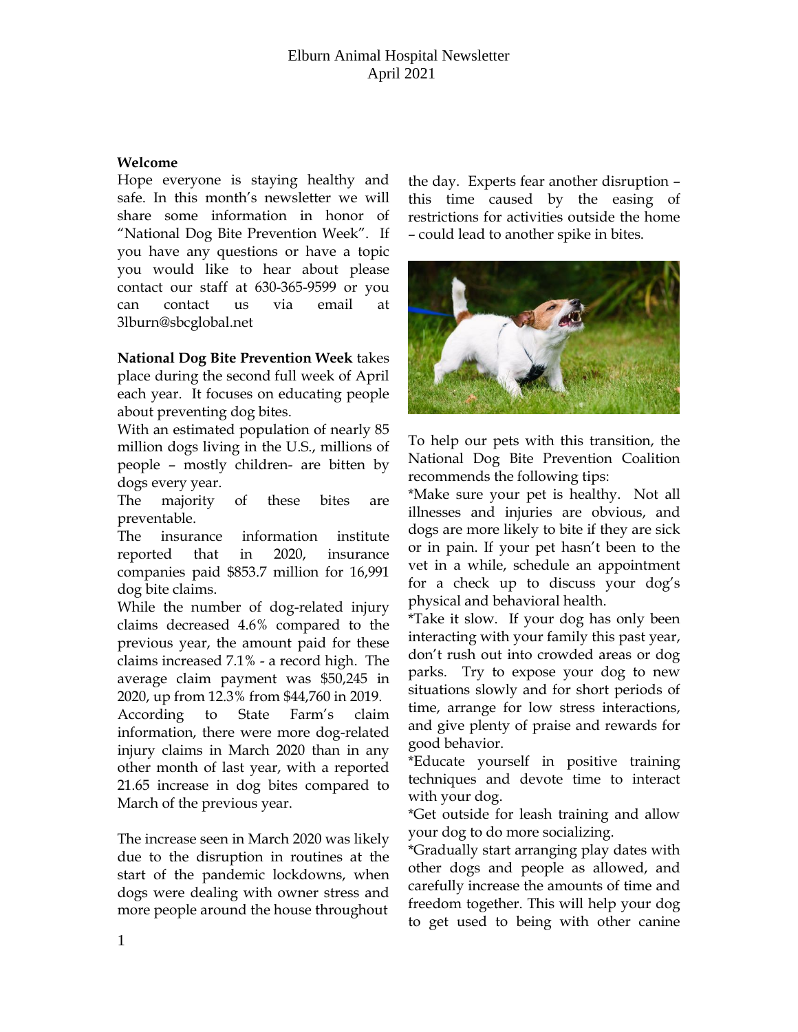# Elburn Animal Hospital Newsletter
April 2021

**Welcome**

Hope everyone is staying healthy and safe. In this month's newsletter we will share some information in honor of "National Dog Bite Prevention Week". If you have any questions or have a topic you would like to hear about please contact our staff at 630-365-9599 or you can contact us via email at 3lburn@sbcglobal.net

**National Dog Bite Prevention Week** takes place during the second full week of April each year. It focuses on educating people about preventing dog bites.

With an estimated population of nearly 85 million dogs living in the U.S., millions of people – mostly children- are bitten by dogs every year.

The majority of these bites are preventable.

The insurance information institute reported that in 2020, insurance companies paid $853.7 million for 16,991 dog bite claims.

While the number of dog-related injury claims decreased 4.6% compared to the previous year, the amount paid for these claims increased 7.1% - a record high. The average claim payment was $50,245 in 2020, up from 12.3% from $44,760 in 2019.

According to State Farm's claim information, there were more dog-related injury claims in March 2020 than in any other month of last year, with a reported 21.65 increase in dog bites compared to March of the previous year.

The increase seen in March 2020 was likely due to the disruption in routines at the start of the pandemic lockdowns, when dogs were dealing with owner stress and more people around the house throughout the day. Experts fear another disruption – this time caused by the easing of restrictions for activities outside the home – could lead to another spike in bites.

To help our pets with this transition, the National Dog Bite Prevention Coalition recommends the following tips:

*Make sure your pet is healthy. Not all illnesses and injuries are obvious, and dogs are more likely to bite if they are sick or in pain. If your pet hasn't been to the vet in a while, schedule an appointment for a check up to discuss your dog's physical and behavioral health.

*Take it slow. If your dog has only been interacting with your family this past year, don't rush out into crowded areas or dog parks. Try to expose your dog to new situations slowly and for short periods of time, arrange for low stress interactions, and give plenty of praise and rewards for good behavior.

*Educate yourself in positive training techniques and devote time to interact with your dog.

*Get outside for leash training and allow your dog to do more socializing.

*Gradually start arranging play dates with other dogs and people as allowed, and carefully increase the amounts of time and freedom together. This will help your dog to get used to being with other canine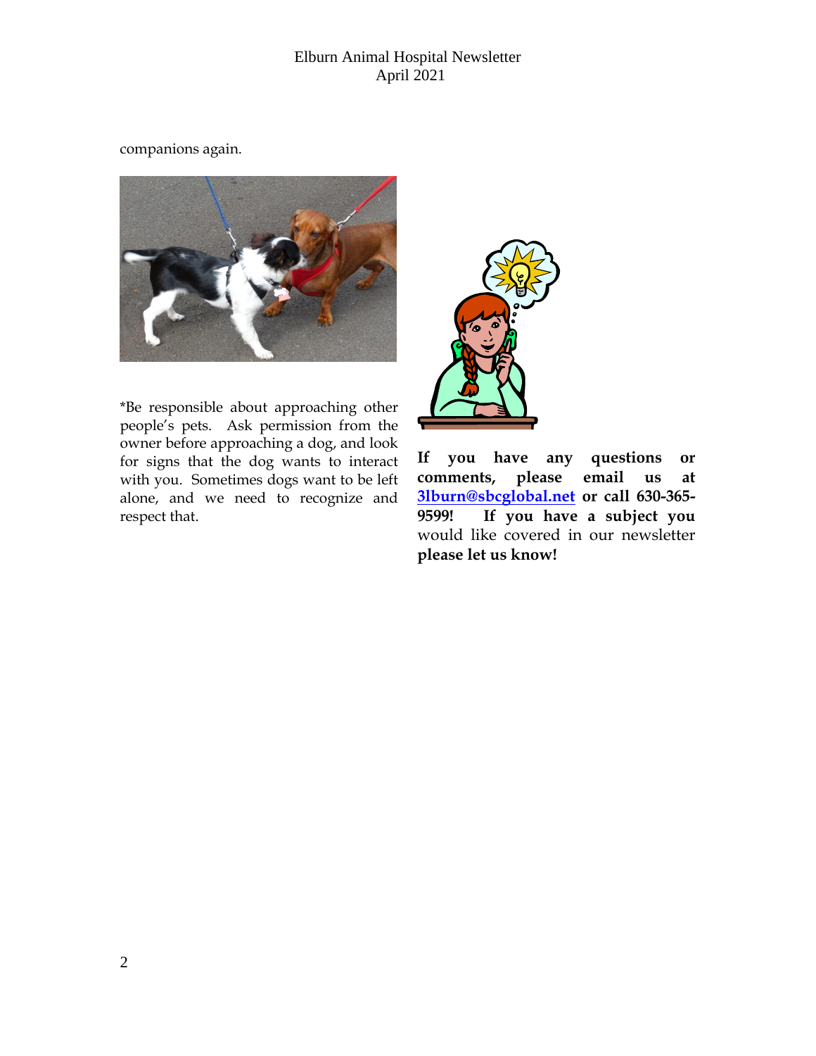companions again.

*Be responsible about approaching other people's pets. Ask permission from the owner before approaching a dog, and look for signs that the dog wants to interact with you. Sometimes dogs want to be left alone, and we need to recognize and respect that.

**If you have any questions or comments, please email us at [3lburn@sbcglobal.net](mailto:3lburn@sbcglobal.net) or call 630-365-9599! If you have a subject you** would like covered in our newsletter **please let us know!**